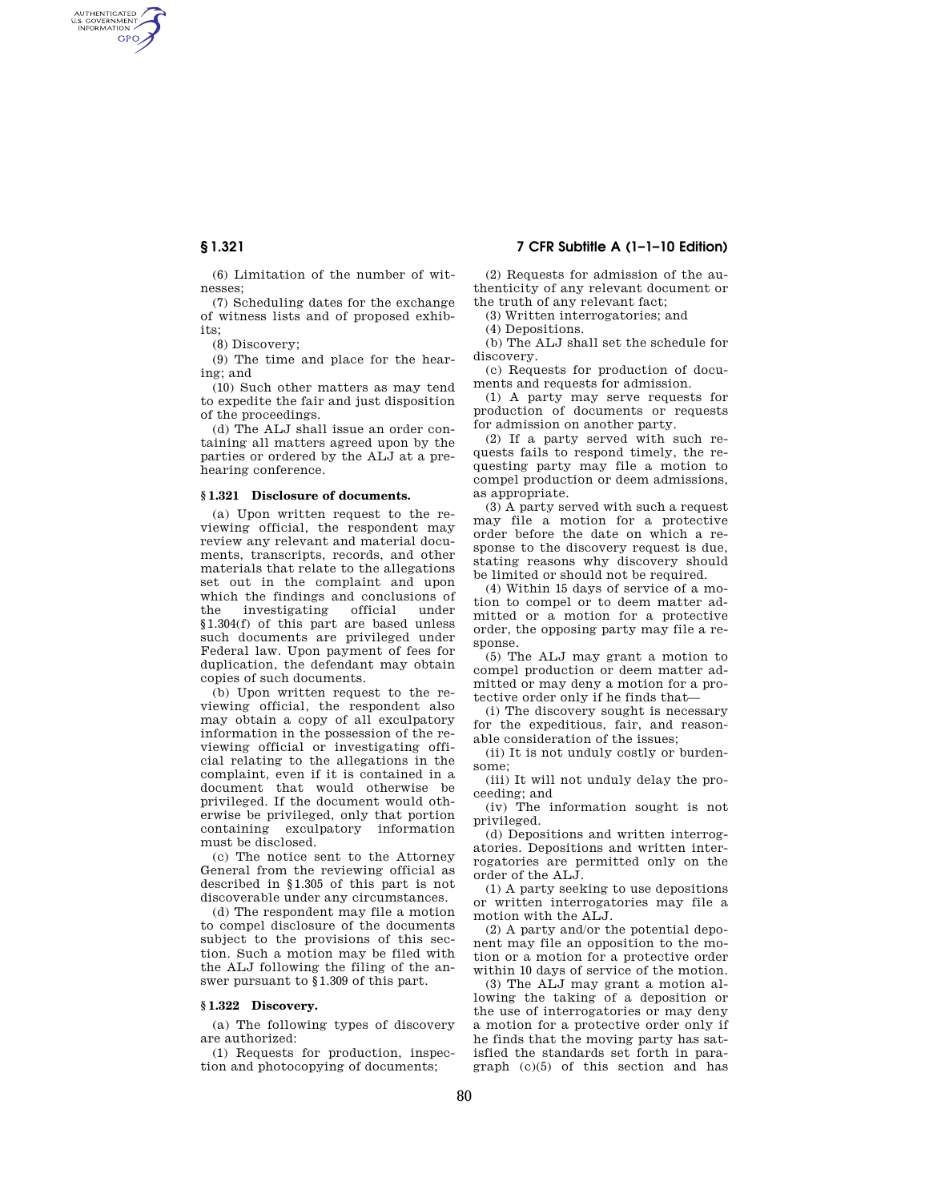(6) Limitation of the number of witnesses;

(7) Scheduling dates for the exchange of witness lists and of proposed exhibits;

(8) Discovery;

(9) The time and place for the hearing; and

(10) Such other matters as may tend to expedite the fair and just disposition of the proceedings.

(d) The ALJ shall issue an order containing all matters agreed upon by the parties or ordered by the ALJ at a prehearing conference.

### § 1.321 Disclosure of documents.

(a) Upon written request to the reviewing official, the respondent may review any relevant and material documents, transcripts, records, and other materials that relate to the allegations set out in the complaint and upon which the findings and conclusions of the investigating official under § 1.304(f) of this part are based unless such documents are privileged under Federal law. Upon payment of fees for duplication, the defendant may obtain copies of such documents.

(b) Upon written request to the reviewing official, the respondent also may obtain a copy of all exculpatory information in the possession of the reviewing official or investigating official relating to the allegations in the complaint, even if it is contained in a document that would otherwise be privileged. If the document would otherwise be privileged, only that portion containing exculpatory information must be disclosed.

(c) The notice sent to the Attorney General from the reviewing official as described in § 1.305 of this part is not discoverable under any circumstances.

(d) The respondent may file a motion to compel disclosure of the documents subject to the provisions of this section. Such a motion may be filed with the ALJ following the filing of the answer pursuant to § 1.309 of this part.

### § 1.322 Discovery.

(a) The following types of discovery are authorized:

(1) Requests for production, inspection and photocopying of documents;

(2) Requests for admission of the authenticity of any relevant document or the truth of any relevant fact;

(3) Written interrogatories; and

(4) Depositions.

(b) The ALJ shall set the schedule for discovery.

(c) Requests for production of documents and requests for admission.

(1) A party may serve requests for production of documents or requests for admission on another party.

(2) If a party served with such requests fails to respond timely, the requesting party may file a motion to compel production or deem admissions, as appropriate.

(3) A party served with such a request may file a motion for a protective order before the date on which a response to the discovery request is due, stating reasons why discovery should be limited or should not be required.

(4) Within 15 days of service of a motion to compel or to deem matter admitted or a motion for a protective order, the opposing party may file a response.

(5) The ALJ may grant a motion to compel production or deem matter admitted or may deny a motion for a protective order only if he finds that—

(i) The discovery sought is necessary for the expeditious, fair, and reasonable consideration of the issues;

(ii) It is not unduly costly or burdensome;

(iii) It will not unduly delay the proceeding; and

(iv) The information sought is not privileged.

(d) Depositions and written interrogatories. Depositions and written interrogatories are permitted only on the order of the ALJ.

(1) A party seeking to use depositions or written interrogatories may file a motion with the ALJ.

(2) A party and/or the potential deponent may file an opposition to the motion or a motion for a protective order within 10 days of service of the motion.

(3) The ALJ may grant a motion allowing the taking of a deposition or the use of interrogatories or may deny a motion for a protective order only if he finds that the moving party has satisfied the standards set forth in paragraph (c)(5) of this section and has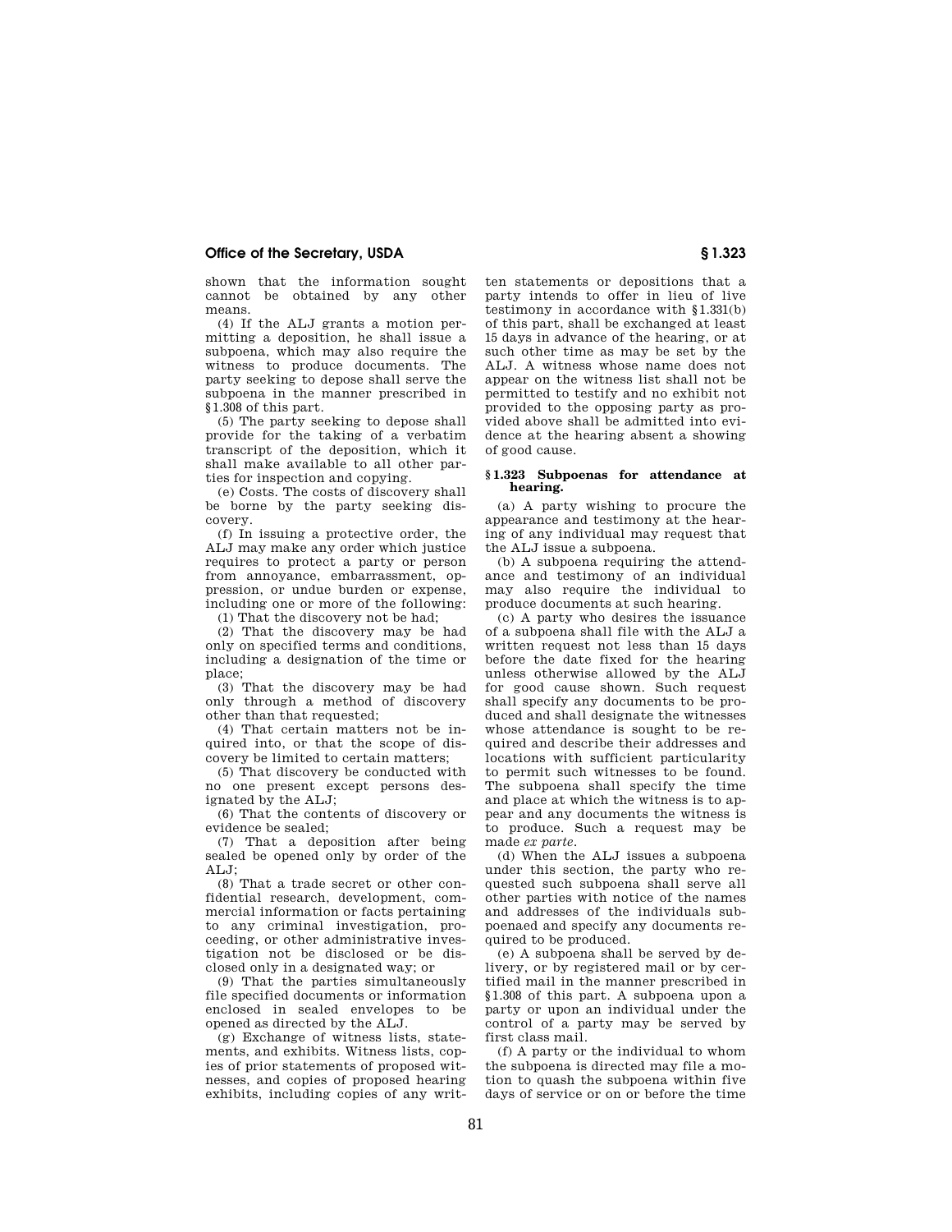shown that the information sought cannot be obtained by any other means.

(4) If the ALJ grants a motion permitting a deposition, he shall issue a subpoena, which may also require the witness to produce documents. The party seeking to depose shall serve the subpoena in the manner prescribed in §1.308 of this part.

(5) The party seeking to depose shall provide for the taking of a verbatim transcript of the deposition, which it shall make available to all other parties for inspection and copying.

(e) Costs. The costs of discovery shall be borne by the party seeking discovery.

(f) In issuing a protective order, the ALJ may make any order which justice requires to protect a party or person from annoyance, embarrassment, oppression, or undue burden or expense, including one or more of the following:

(1) That the discovery not be had;

(2) That the discovery may be had only on specified terms and conditions, including a designation of the time or place;

(3) That the discovery may be had only through a method of discovery other than that requested;

(4) That certain matters not be inquired into, or that the scope of discovery be limited to certain matters;

(5) That discovery be conducted with no one present except persons designated by the ALJ;

(6) That the contents of discovery or evidence be sealed;

(7) That a deposition after being sealed be opened only by order of the ALJ;

(8) That a trade secret or other confidential research, development, commercial information or facts pertaining to any criminal investigation, proceeding, or other administrative investigation not be disclosed or be disclosed only in a designated way; or

(9) That the parties simultaneously file specified documents or information enclosed in sealed envelopes to be opened as directed by the ALJ.

(g) Exchange of witness lists, statements, and exhibits. Witness lists, copies of prior statements of proposed witnesses, and copies of proposed hearing exhibits, including copies of any written statements or depositions that a party intends to offer in lieu of live testimony in accordance with §1.331(b) of this part, shall be exchanged at least 15 days in advance of the hearing, or at such other time as may be set by the ALJ. A witness whose name does not appear on the witness list shall not be permitted to testify and no exhibit not provided to the opposing party as provided above shall be admitted into evidence at the hearing absent a showing of good cause.

### §1.323 Subpoenas for attendance at hearing.

(a) A party wishing to procure the appearance and testimony at the hearing of any individual may request that the ALJ issue a subpoena.

(b) A subpoena requiring the attendance and testimony of an individual may also require the individual to produce documents at such hearing.

(c) A party who desires the issuance of a subpoena shall file with the ALJ a written request not less than 15 days before the date fixed for the hearing unless otherwise allowed by the ALJ for good cause shown. Such request shall specify any documents to be produced and shall designate the witnesses whose attendance is sought to be required and describe their addresses and locations with sufficient particularity to permit such witnesses to be found. The subpoena shall specify the time and place at which the witness is to appear and any documents the witness is to produce. Such a request may be made *ex parte*.

(d) When the ALJ issues a subpoena under this section, the party who requested such subpoena shall serve all other parties with notice of the names and addresses of the individuals subpoenaed and specify any documents required to be produced.

(e) A subpoena shall be served by delivery, or by registered mail or by certified mail in the manner prescribed in §1.308 of this part. A subpoena upon a party or upon an individual under the control of a party may be served by first class mail.

(f) A party or the individual to whom the subpoena is directed may file a motion to quash the subpoena within five days of service or on or before the time